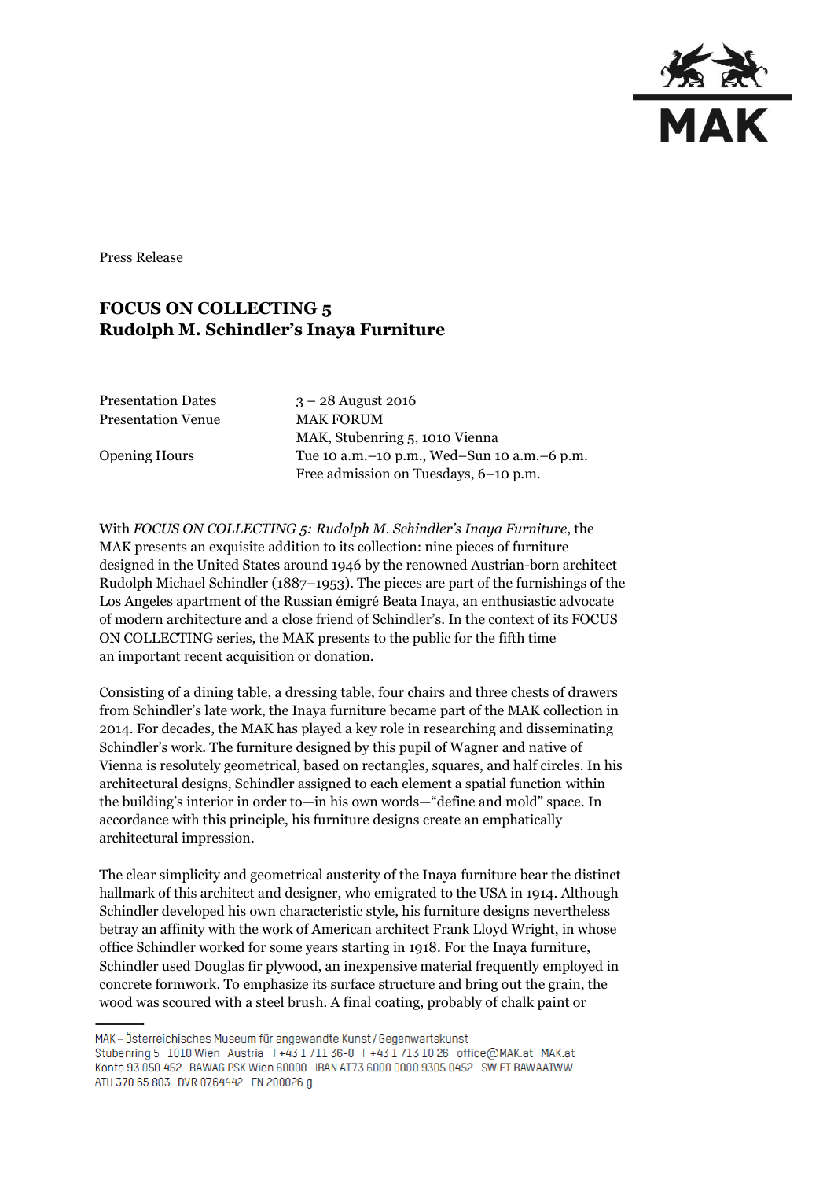Press Release

# FOCUS ON COLLECTING 5
# Rudolph M. Schindler's Inaya Furniture

| | |
|---|---|
| Presentation Dates | 3 – 28 August 2016 |
| Presentation Venue | MAK FORUM<br>MAK, Stubenring 5, 1010 Vienna |
| Opening Hours | Tue 10 a.m.–10 p.m., Wed–Sun 10 a.m.–6 p.m.<br>Free admission on Tuesdays, 6–10 p.m. |

With *FOCUS ON COLLECTING 5: Rudolph M. Schindler's Inaya Furniture*, the MAK presents an exquisite addition to its collection: nine pieces of furniture designed in the United States around 1946 by the renowned Austrian-born architect Rudolph Michael Schindler (1887–1953). The pieces are part of the furnishings of the Los Angeles apartment of the Russian émigré Beata Inaya, an enthusiastic advocate of modern architecture and a close friend of Schindler's. In the context of its FOCUS ON COLLECTING series, the MAK presents to the public for the fifth time an important recent acquisition or donation.

Consisting of a dining table, a dressing table, four chairs and three chests of drawers from Schindler's late work, the Inaya furniture became part of the MAK collection in 2014. For decades, the MAK has played a key role in researching and disseminating Schindler's work. The furniture designed by this pupil of Wagner and native of Vienna is resolutely geometrical, based on rectangles, squares, and half circles. In his architectural designs, Schindler assigned to each element a spatial function within the building's interior in order to—in his own words—"define and mold" space. In accordance with this principle, his furniture designs create an emphatically architectural impression.

The clear simplicity and geometrical austerity of the Inaya furniture bear the distinct hallmark of this architect and designer, who emigrated to the USA in 1914. Although Schindler developed his own characteristic style, his furniture designs nevertheless betray an affinity with the work of American architect Frank Lloyd Wright, in whose office Schindler worked for some years starting in 1918. For the Inaya furniture, Schindler used Douglas fir plywood, an inexpensive material frequently employed in concrete formwork. To emphasize its surface structure and bring out the grain, the wood was scoured with a steel brush. A final coating, probably of chalk paint or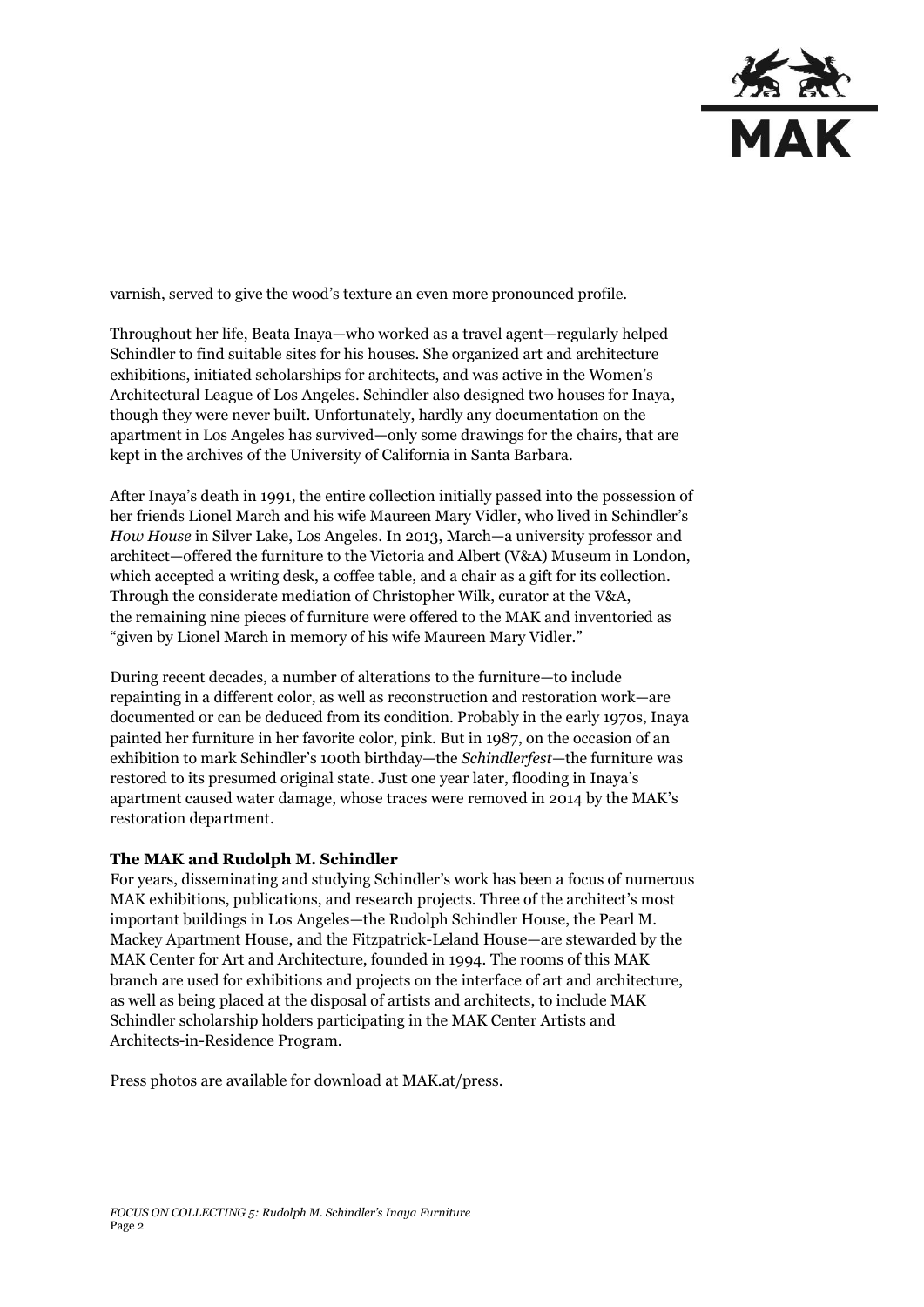varnish, served to give the wood's texture an even more pronounced profile.

Throughout her life, Beata Inaya—who worked as a travel agent—regularly helped Schindler to find suitable sites for his houses. She organized art and architecture exhibitions, initiated scholarships for architects, and was active in the Women's Architectural League of Los Angeles. Schindler also designed two houses for Inaya, though they were never built. Unfortunately, hardly any documentation on the apartment in Los Angeles has survived—only some drawings for the chairs, that are kept in the archives of the University of California in Santa Barbara.

After Inaya's death in 1991, the entire collection initially passed into the possession of her friends Lionel March and his wife Maureen Mary Vidler, who lived in Schindler's *How House* in Silver Lake, Los Angeles. In 2013, March—a university professor and architect—offered the furniture to the Victoria and Albert (V&A) Museum in London, which accepted a writing desk, a coffee table, and a chair as a gift for its collection. Through the considerate mediation of Christopher Wilk, curator at the V&A, the remaining nine pieces of furniture were offered to the MAK and inventoried as "given by Lionel March in memory of his wife Maureen Mary Vidler."

During recent decades, a number of alterations to the furniture—to include repainting in a different color, as well as reconstruction and restoration work—are documented or can be deduced from its condition. Probably in the early 1970s, Inaya painted her furniture in her favorite color, pink. But in 1987, on the occasion of an exhibition to mark Schindler's 100th birthday—the *Schindlerfest*—the furniture was restored to its presumed original state. Just one year later, flooding in Inaya's apartment caused water damage, whose traces were removed in 2014 by the MAK's restoration department.

**The MAK and Rudolph M. Schindler**

For years, disseminating and studying Schindler's work has been a focus of numerous MAK exhibitions, publications, and research projects. Three of the architect's most important buildings in Los Angeles—the Rudolph Schindler House, the Pearl M. Mackey Apartment House, and the Fitzpatrick-Leland House—are stewarded by the MAK Center for Art and Architecture, founded in 1994. The rooms of this MAK branch are used for exhibitions and projects on the interface of art and architecture, as well as being placed at the disposal of artists and architects, to include MAK Schindler scholarship holders participating in the MAK Center Artists and Architects-in-Residence Program.

Press photos are available for download at MAK.at/press.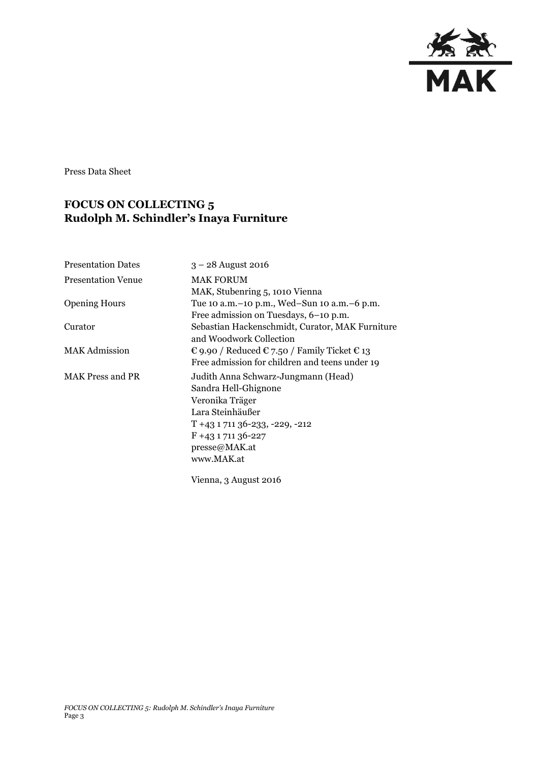Press Data Sheet

## FOCUS ON COLLECTING 5
## Rudolph M. Schindler's Inaya Furniture

| | |
|---|---|
| Presentation Dates | 3 – 28 August 2016 |
| Presentation Venue | MAK FORUM<br>MAK, Stubenring 5, 1010 Vienna |
| Opening Hours | Tue 10 a.m.–10 p.m., Wed–Sun 10 a.m.–6 p.m.<br>Free admission on Tuesdays, 6–10 p.m. |
| Curator | Sebastian Hackenschmidt, Curator, MAK Furniture and Woodwork Collection |
| MAK Admission | € 9.90 / Reduced € 7.50 / Family Ticket € 13<br>Free admission for children and teens under 19 |
| MAK Press and PR | Judith Anna Schwarz-Jungmann (Head)<br>Sandra Hell-Ghignone<br>Veronika Träger<br>Lara Steinhäußer<br>T +43 1 711 36-233, -229, -212<br>F +43 1 711 36-227<br>presse@MAK.at<br>www.MAK.at |

Vienna, 3 August 2016